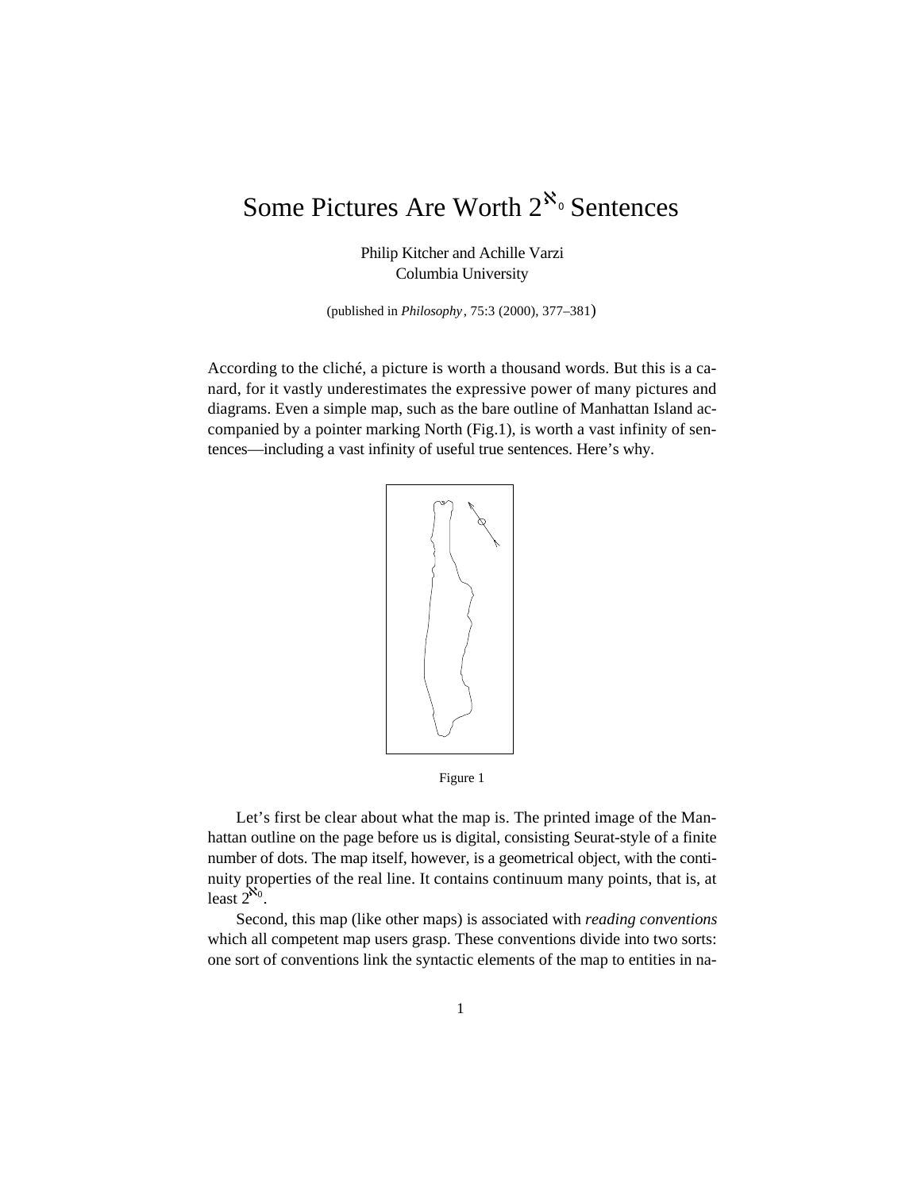# Some Pictures Are Worth $2^{\aleph_0}$ Sentences

Philip Kitcher and Achille Varzi
Columbia University

(published in *Philosophy*, 75:3 (2000), 377–381)

According to the cliché, a picture is worth a thousand words. But this is a canard, for it vastly underestimates the expressive power of many pictures and diagrams. Even a simple map, such as the bare outline of Manhattan Island accompanied by a pointer marking North (Fig.1), is worth a vast infinity of sentences—including a vast infinity of useful true sentences. Here's why.

Figure 1

Let's first be clear about what the map is. The printed image of the Manhattan outline on the page before us is digital, consisting Seurat-style of a finite number of dots. The map itself, however, is a geometrical object, with the continuity properties of the real line. It contains continuum many points, that is, at least $2^{\aleph_0}$.

Second, this map (like other maps) is associated with *reading conventions* which all competent map users grasp. These conventions divide into two sorts: one sort of conventions link the syntactic elements of the map to entities in na-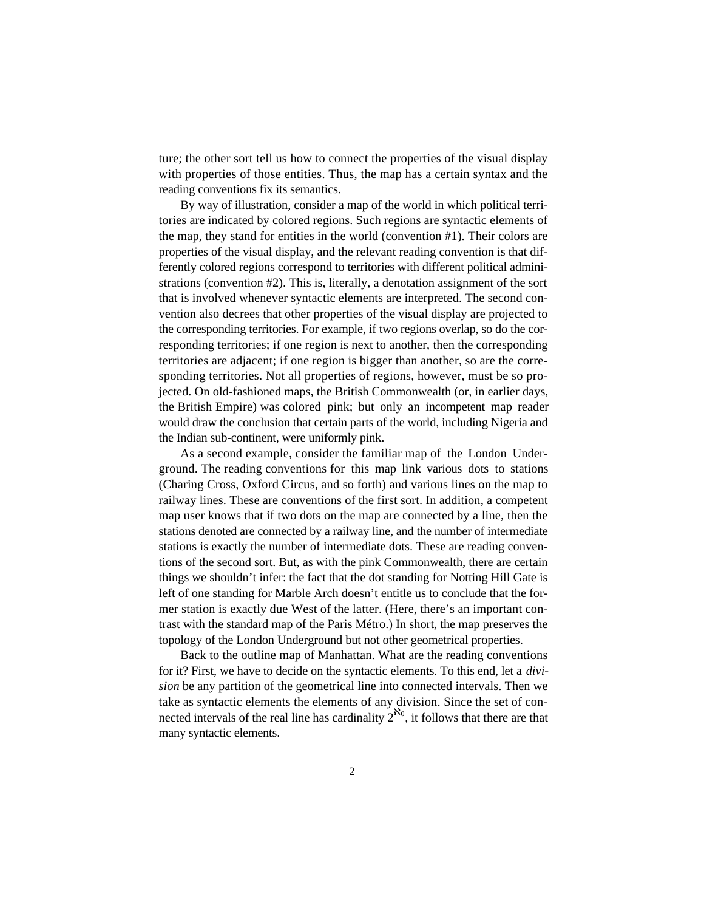ture; the other sort tell us how to connect the properties of the visual display with properties of those entities. Thus, the map has a certain syntax and the reading conventions fix its semantics.

By way of illustration, consider a map of the world in which political territories are indicated by colored regions. Such regions are syntactic elements of the map, they stand for entities in the world (convention #1). Their colors are properties of the visual display, and the relevant reading convention is that differently colored regions correspond to territories with different political administrations (convention #2). This is, literally, a denotation assignment of the sort that is involved whenever syntactic elements are interpreted. The second convention also decrees that other properties of the visual display are projected to the corresponding territories. For example, if two regions overlap, so do the corresponding territories; if one region is next to another, then the corresponding territories are adjacent; if one region is bigger than another, so are the corresponding territories. Not all properties of regions, however, must be so projected. On old-fashioned maps, the British Commonwealth (or, in earlier days, the British Empire) was colored pink; but only an incompetent map reader would draw the conclusion that certain parts of the world, including Nigeria and the Indian sub-continent, were uniformly pink.

As a second example, consider the familiar map of the London Underground. The reading conventions for this map link various dots to stations (Charing Cross, Oxford Circus, and so forth) and various lines on the map to railway lines. These are conventions of the first sort. In addition, a competent map user knows that if two dots on the map are connected by a line, then the stations denoted are connected by a railway line, and the number of intermediate stations is exactly the number of intermediate dots. These are reading conventions of the second sort. But, as with the pink Commonwealth, there are certain things we shouldn't infer: the fact that the dot standing for Notting Hill Gate is left of one standing for Marble Arch doesn't entitle us to conclude that the former station is exactly due West of the latter. (Here, there's an important contrast with the standard map of the Paris Métro.) In short, the map preserves the topology of the London Underground but not other geometrical properties.

Back to the outline map of Manhattan. What are the reading conventions for it? First, we have to decide on the syntactic elements. To this end, let a *division* be any partition of the geometrical line into connected intervals. Then we take as syntactic elements the elements of any division. Since the set of connected intervals of the real line has cardinality $2^{\aleph_0}$, it follows that there are that many syntactic elements.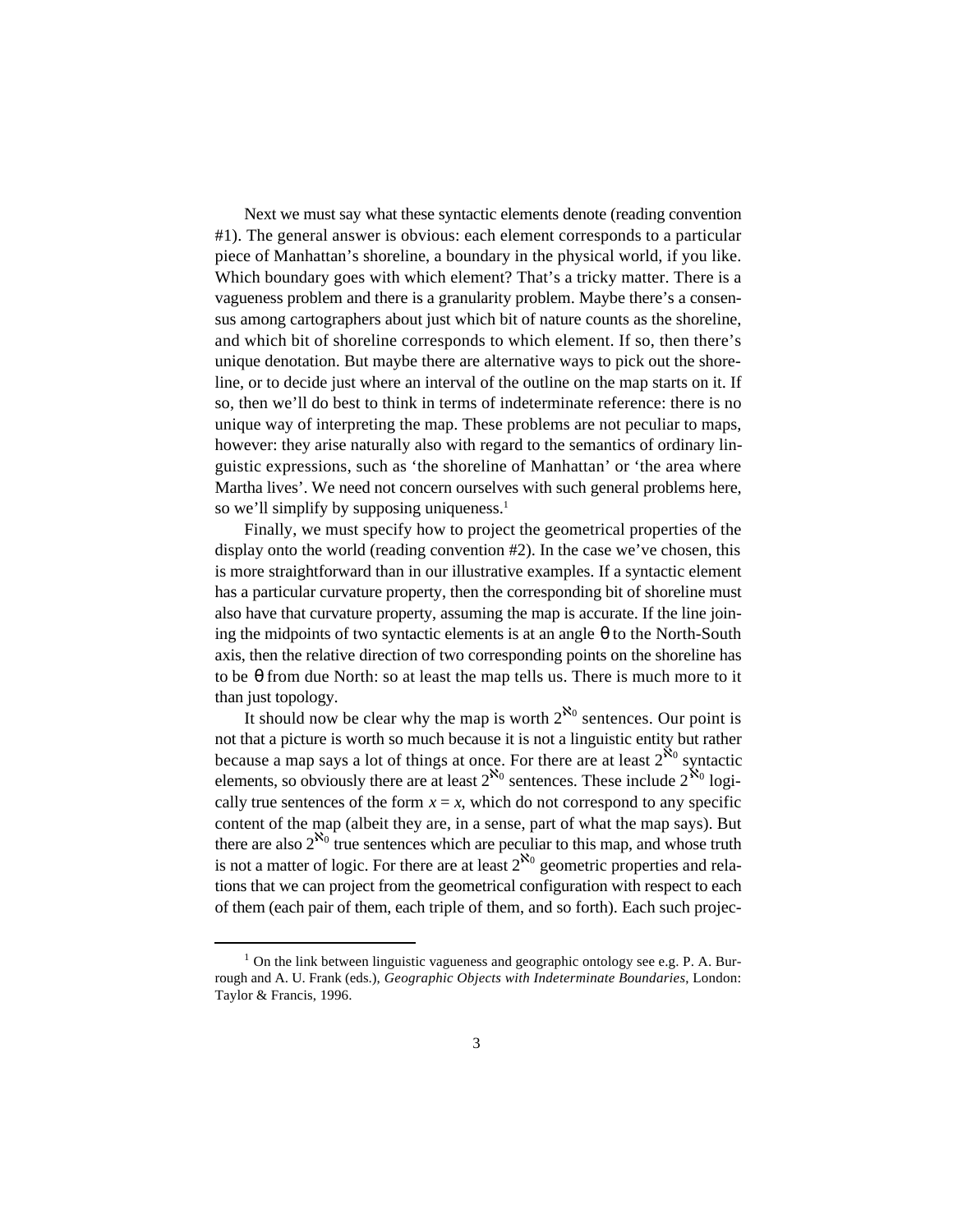Next we must say what these syntactic elements denote (reading convention #1). The general answer is obvious: each element corresponds to a particular piece of Manhattan's shoreline, a boundary in the physical world, if you like. Which boundary goes with which element? That's a tricky matter. There is a vagueness problem and there is a granularity problem. Maybe there's a consensus among cartographers about just which bit of nature counts as the shoreline, and which bit of shoreline corresponds to which element. If so, then there's unique denotation. But maybe there are alternative ways to pick out the shoreline, or to decide just where an interval of the outline on the map starts on it. If so, then we'll do best to think in terms of indeterminate reference: there is no unique way of interpreting the map. These problems are not peculiar to maps, however: they arise naturally also with regard to the semantics of ordinary linguistic expressions, such as 'the shoreline of Manhattan' or 'the area where Martha lives'. We need not concern ourselves with such general problems here, so we'll simplify by supposing uniqueness.[1]

Finally, we must specify how to project the geometrical properties of the display onto the world (reading convention #2). In the case we've chosen, this is more straightforward than in our illustrative examples. If a syntactic element has a particular curvature property, then the corresponding bit of shoreline must also have that curvature property, assuming the map is accurate. If the line joining the midpoints of two syntactic elements is at an angle $\theta$ to the North-South axis, then the relative direction of two corresponding points on the shoreline has to be $\theta$ from due North: so at least the map tells us. There is much more to it than just topology.

It should now be clear why the map is worth $2^{\aleph_0}$ sentences. Our point is not that a picture is worth so much because it is not a linguistic entity but rather because a map says a lot of things at once. For there are at least $2^{\aleph_0}$ syntactic elements, so obviously there are at least $2^{\aleph_0}$ sentences. These include $2^{\aleph_0}$ logically true sentences of the form $x = x$, which do not correspond to any specific content of the map (albeit they are, in a sense, part of what the map says). But there are also $2^{\aleph_0}$ true sentences which are peculiar to this map, and whose truth is not a matter of logic. For there are at least $2^{\aleph_0}$ geometric properties and relations that we can project from the geometrical configuration with respect to each of them (each pair of them, each triple of them, and so forth). Each such projec-

---

[1] On the link between linguistic vagueness and geographic ontology see e.g. P. A. Burrough and A. U. Frank (eds.), *Geographic Objects with Indeterminate Boundaries*, London: Taylor & Francis, 1996.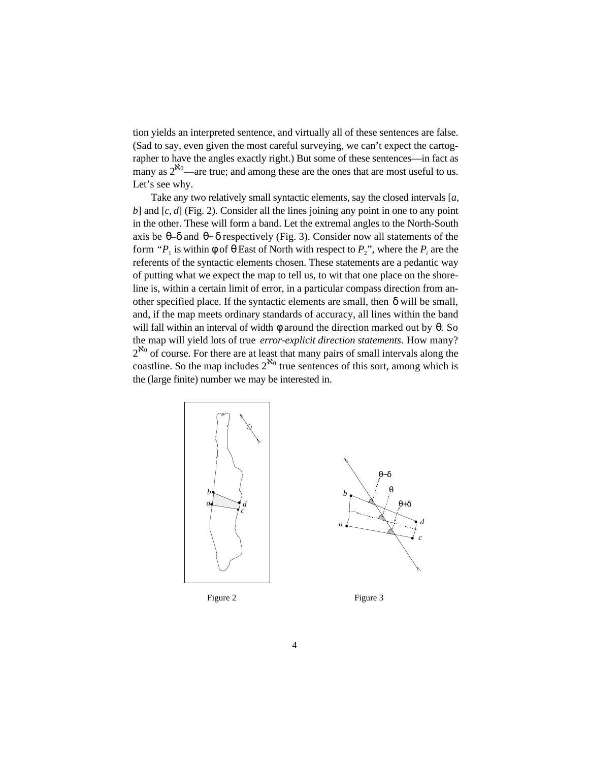tion yields an interpreted sentence, and virtually all of these sentences are false. (Sad to say, even given the most careful surveying, we can't expect the cartographer to have the angles exactly right.) But some of these sentences—in fact as many as $2^{\aleph_0}$—are true; and among these are the ones that are most useful to us. Let's see why.

Take any two relatively small syntactic elements, say the closed intervals [$a$, $b$] and [$c$, $d$] (Fig. 2). Consider all the lines joining any point in one to any point in the other. These will form a band. Let the extremal angles to the North-South axis be $\theta-\delta$ and $\theta+\delta$ respectively (Fig. 3). Consider now all statements of the form "$P_1$ is within $\phi$ of $\theta$ East of North with respect to $P_2$", where the $P_i$ are the referents of the syntactic elements chosen. These statements are a pedantic way of putting what we expect the map to tell us, to wit that one place on the shoreline is, within a certain limit of error, in a particular compass direction from another specified place. If the syntactic elements are small, then $\delta$ will be small, and, if the map meets ordinary standards of accuracy, all lines within the band will fall within an interval of width $\phi$ around the direction marked out by $\theta$. So the map will yield lots of true *error-explicit direction statements*. How many? $2^{\aleph_0}$ of course. For there are at least that many pairs of small intervals along the coastline. So the map includes $2^{\aleph_0}$ true sentences of this sort, among which is the (large finite) number we may be interested in.

Figure 2

Figure 3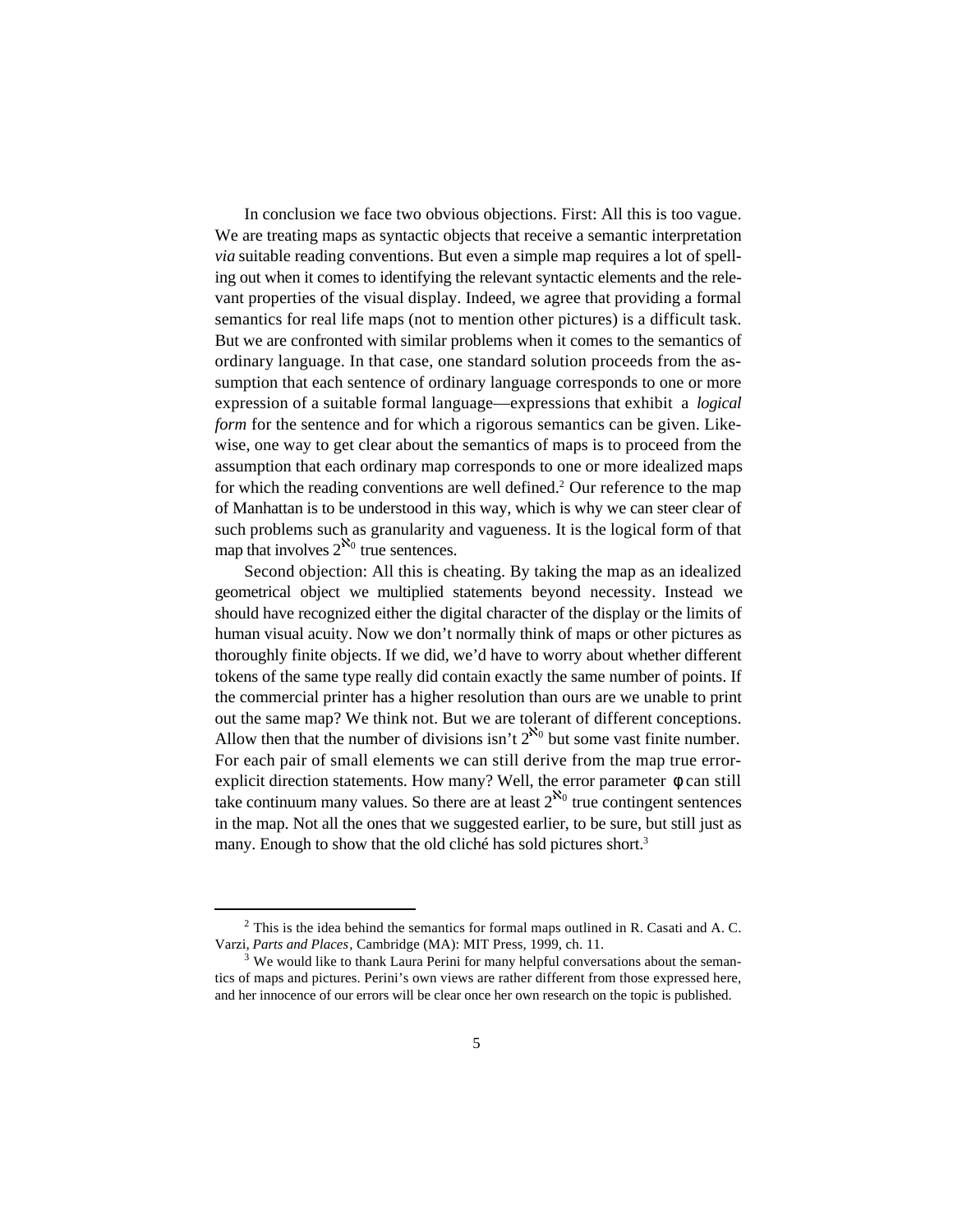In conclusion we face two obvious objections. First: All this is too vague. We are treating maps as syntactic objects that receive a semantic interpretation *via* suitable reading conventions. But even a simple map requires a lot of spelling out when it comes to identifying the relevant syntactic elements and the relevant properties of the visual display. Indeed, we agree that providing a formal semantics for real life maps (not to mention other pictures) is a difficult task. But we are confronted with similar problems when it comes to the semantics of ordinary language. In that case, one standard solution proceeds from the assumption that each sentence of ordinary language corresponds to one or more expression of a suitable formal language—expressions that exhibit a *logical form* for the sentence and for which a rigorous semantics can be given. Likewise, one way to get clear about the semantics of maps is to proceed from the assumption that each ordinary map corresponds to one or more idealized maps for which the reading conventions are well defined.[2] Our reference to the map of Manhattan is to be understood in this way, which is why we can steer clear of such problems such as granularity and vagueness. It is the logical form of that map that involves $2^{\aleph_0}$ true sentences.

Second objection: All this is cheating. By taking the map as an idealized geometrical object we multiplied statements beyond necessity. Instead we should have recognized either the digital character of the display or the limits of human visual acuity. Now we don't normally think of maps or other pictures as thoroughly finite objects. If we did, we'd have to worry about whether different tokens of the same type really did contain exactly the same number of points. If the commercial printer has a higher resolution than ours are we unable to print out the same map? We think not. But we are tolerant of different conceptions. Allow then that the number of divisions isn't $2^{\aleph_0}$ but some vast finite number. For each pair of small elements we can still derive from the map true error-explicit direction statements. How many? Well, the error parameter $\phi$ can still take continuum many values. So there are at least $2^{\aleph_0}$ true contingent sentences in the map. Not all the ones that we suggested earlier, to be sure, but still just as many. Enough to show that the old cliché has sold pictures short.[3]

---

[2] This is the idea behind the semantics for formal maps outlined in R. Casati and A. C. Varzi, *Parts and Places*, Cambridge (MA): MIT Press, 1999, ch. 11.

[3] We would like to thank Laura Perini for many helpful conversations about the semantics of maps and pictures. Perini's own views are rather different from those expressed here, and her innocence of our errors will be clear once her own research on the topic is published.